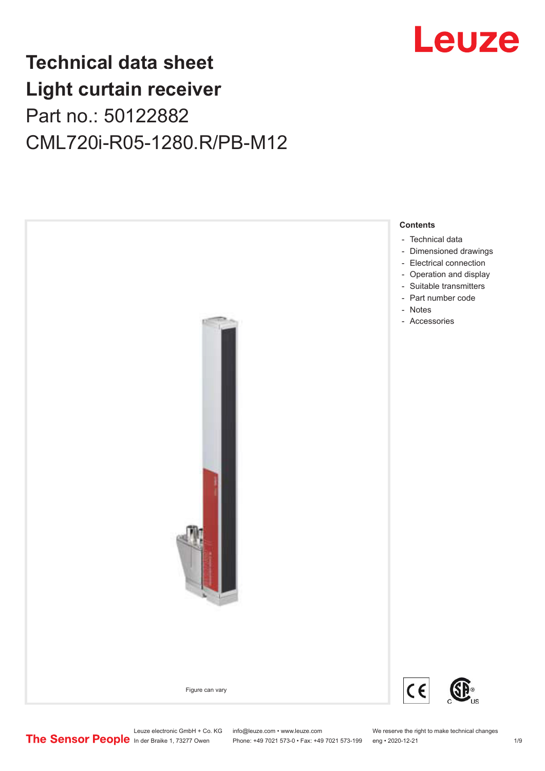# Technical data sheet
# Light curtain receiver

Part no.: 50122882

CML720i-R05-1280.R/PB-M12

Figure can vary

**Contents**

- Technical data
- Dimensioned drawings
- Electrical connection
- Operation and display
- Suitable transmitters
- Part number code
- Notes
- Accessories

Leuze electronic GmbH + Co. KG
In der Braike 1, 73277 Owen

info@leuze.com • www.leuze.com
Phone: +49 7021 573-0 • Fax: +49 7021 573-199

We reserve the right to make technical changes
eng • 2020-12-21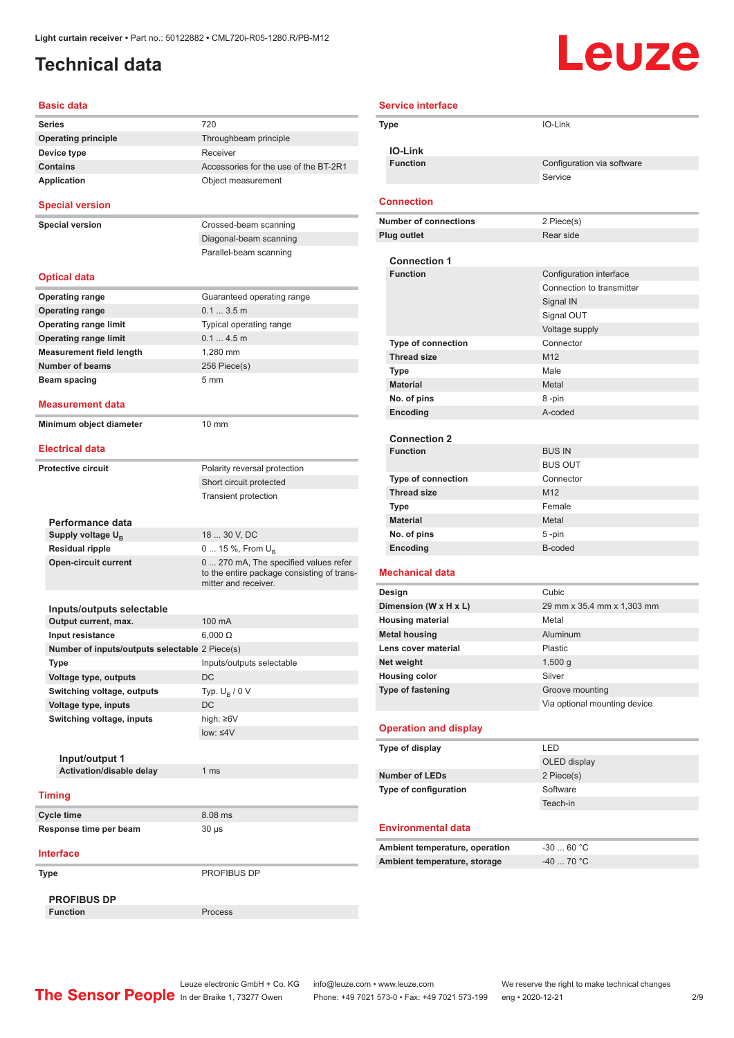Light curtain receiver • Part no.: 50122882 • CML720i-R05-1280.R/PB-M12

# Technical data

## Basic data

| | |
|---|---|
| **Series** | 720 |
| **Operating principle** | Throughbeam principle |
| **Device type** | Receiver |
| **Contains** | Accessories for the use of the BT-2R1 |
| **Application** | Object measurement |

## Special version

| | |
|---|---|
| **Special version** | Crossed-beam scanning |
| | Diagonal-beam scanning |
| | Parallel-beam scanning |

## Optical data

| | |
|---|---|
| **Operating range** | Guaranteed operating range |
| **Operating range** | 0.1 ... 3.5 m |
| **Operating range limit** | Typical operating range |
| **Operating range limit** | 0.1 ... 4.5 m |
| **Measurement field length** | 1,280 mm |
| **Number of beams** | 256 Piece(s) |
| **Beam spacing** | 5 mm |

## Measurement data

| | |
|---|---|
| **Minimum object diameter** | 10 mm |

## Electrical data

| | |
|---|---|
| **Protective circuit** | Polarity reversal protection |
| | Short circuit protected |
| | Transient protection |

### Performance data

| | |
|---|---|
| **Supply voltage $U_B$** | 18 ... 30 V, DC |
| **Residual ripple** | 0 ... 15 %, From $U_B$ |
| **Open-circuit current** | 0 ... 270 mA, The specified values refer to the entire package consisting of transmitter and receiver. |

### Inputs/outputs selectable

| | |
|---|---|
| **Output current, max.** | 100 mA |
| **Input resistance** | 6,000 Ω |
| **Number of inputs/outputs selectable** | 2 Piece(s) |
| **Type** | Inputs/outputs selectable |
| **Voltage type, outputs** | DC |
| **Switching voltage, outputs** | Typ. $U_B$ / 0 V |
| **Voltage type, inputs** | DC |
| **Switching voltage, inputs** | high: ≥6V |
| | low: ≤4V |

#### Input/output 1

| | |
|---|---|
| **Activation/disable delay** | 1 ms |

## Timing

| | |
|---|---|
| **Cycle time** | 8.08 ms |
| **Response time per beam** | 30 µs |

## Interface

| | |
|---|---|
| **Type** | PROFIBUS DP |

### PROFIBUS DP

| | |
|---|---|
| **Function** | Process |

## Service interface

| | |
|---|---|
| **Type** | IO-Link |

### IO-Link

| | |
|---|---|
| **Function** | Configuration via software |
| | Service |

## Connection

| | |
|---|---|
| **Number of connections** | 2 Piece(s) |
| **Plug outlet** | Rear side |

### Connection 1

| | |
|---|---|
| **Function** | Configuration interface |
| | Connection to transmitter |
| | Signal IN |
| | Signal OUT |
| | Voltage supply |
| **Type of connection** | Connector |
| **Thread size** | M12 |
| **Type** | Male |
| **Material** | Metal |
| **No. of pins** | 8 -pin |
| **Encoding** | A-coded |

### Connection 2

| | |
|---|---|
| **Function** | BUS IN |
| | BUS OUT |
| **Type of connection** | Connector |
| **Thread size** | M12 |
| **Type** | Female |
| **Material** | Metal |
| **No. of pins** | 5 -pin |
| **Encoding** | B-coded |

## Mechanical data

| | |
|---|---|
| **Design** | Cubic |
| **Dimension (W x H x L)** | 29 mm x 35.4 mm x 1,303 mm |
| **Housing material** | Metal |
| **Metal housing** | Aluminum |
| **Lens cover material** | Plastic |
| **Net weight** | 1,500 g |
| **Housing color** | Silver |
| **Type of fastening** | Groove mounting |
| | Via optional mounting device |

## Operation and display

| | |
|---|---|
| **Type of display** | LED |
| | OLED display |
| **Number of LEDs** | 2 Piece(s) |
| **Type of configuration** | Software |
| | Teach-in |

## Environmental data

| | |
|---|---|
| **Ambient temperature, operation** | -30 ... 60 °C |
| **Ambient temperature, storage** | -40 ... 70 °C |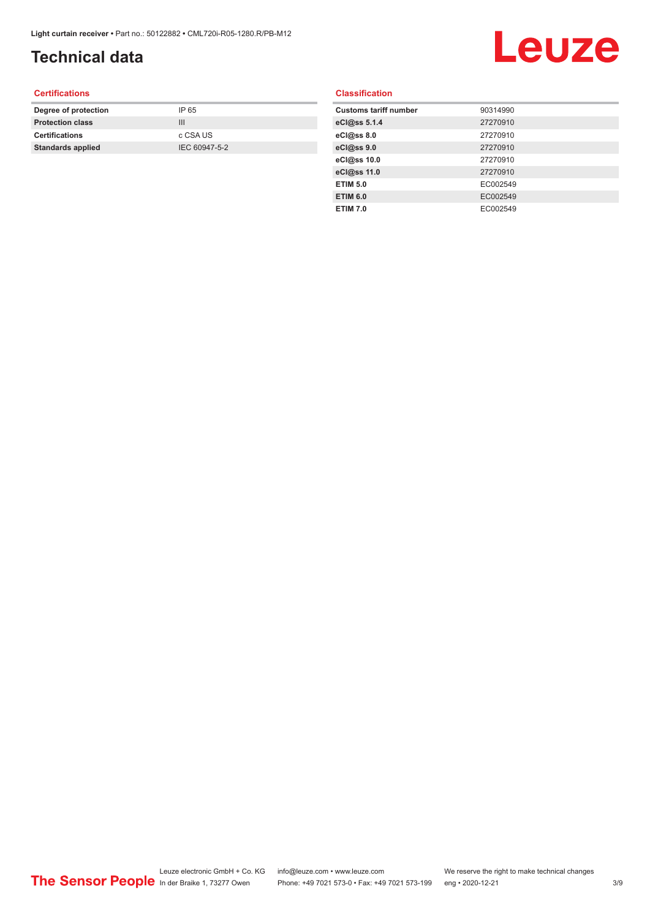# Technical data

## Certifications

| | |
|---|---|
| **Degree of protection** | IP 65 |
| **Protection class** | III |
| **Certifications** | c CSA US |
| **Standards applied** | IEC 60947-5-2 |

## Classification

| | |
|---|---|
| **Customs tariff number** | 90314990 |
| **eCl@ss 5.1.4** | 27270910 |
| **eCl@ss 8.0** | 27270910 |
| **eCl@ss 9.0** | 27270910 |
| **eCl@ss 10.0** | 27270910 |
| **eCl@ss 11.0** | 27270910 |
| **ETIM 5.0** | EC002549 |
| **ETIM 6.0** | EC002549 |
| **ETIM 7.0** | EC002549 |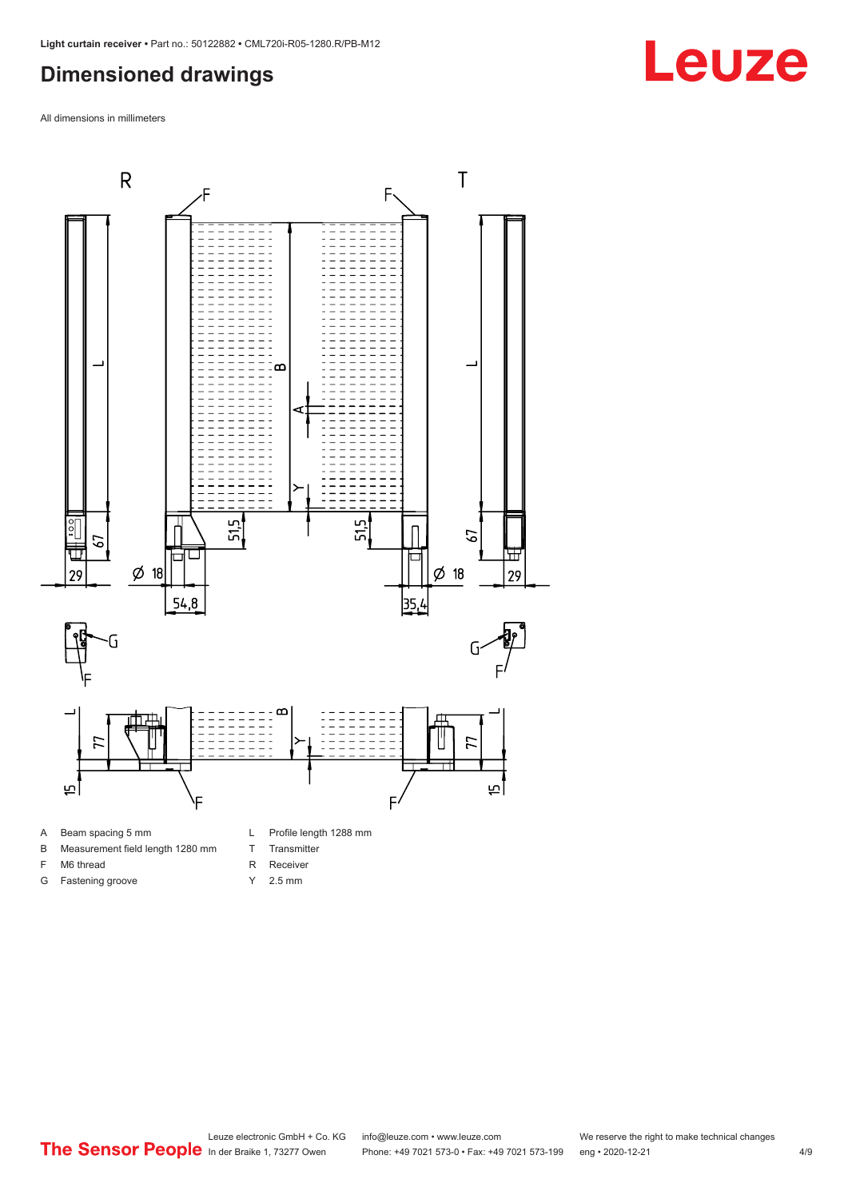## Dimensioned drawings

All dimensions in millimeters

| | | | |
|---|---|---|---|
| A | Beam spacing 5 mm | L | Profile length 1288 mm |
| B | Measurement field length 1280 mm | T | Transmitter |
| F | M6 thread | R | Receiver |
| G | Fastening groove | Y | 2.5 mm |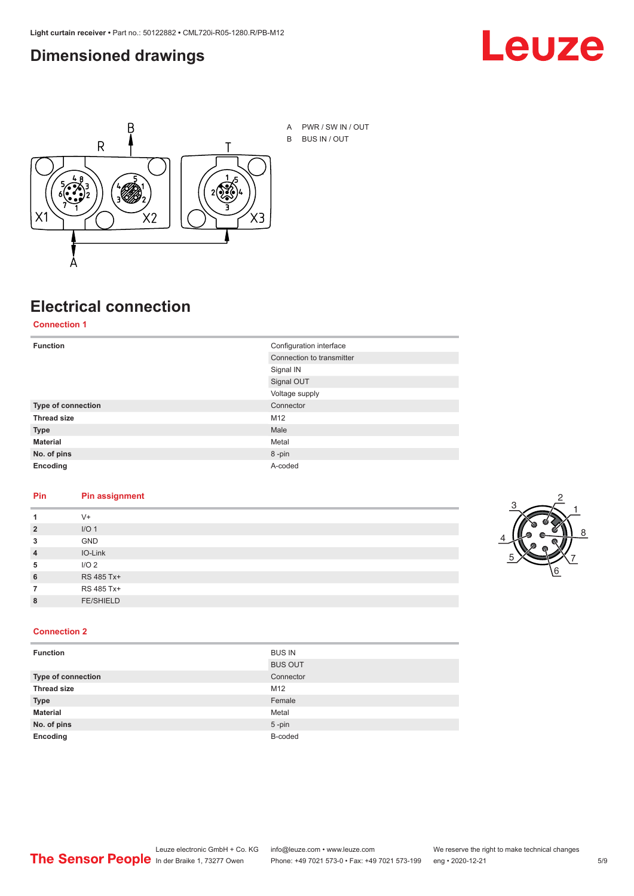## Dimensioned drawings

A PWR / SW IN / OUT

B BUS IN / OUT

## Electrical connection

### Connection 1

| Function | Configuration interface |
|---|---|
| | Connection to transmitter |
| | Signal IN |
| | Signal OUT |
| | Voltage supply |
| **Type of connection** | Connector |
| **Thread size** | M12 |
| **Type** | Male |
| **Material** | Metal |
| **No. of pins** | 8 -pin |
| **Encoding** | A-coded |

| Pin | Pin assignment |
|---|---|
| **1** | V+ |
| **2** | I/O 1 |
| **3** | GND |
| **4** | IO-Link |
| **5** | I/O 2 |
| **6** | RS 485 Tx+ |
| **7** | RS 485 Tx+ |
| **8** | FE/SHIELD |

### Connection 2

| Function | BUS IN |
|---|---|
| | BUS OUT |
| **Type of connection** | Connector |
| **Thread size** | M12 |
| **Type** | Female |
| **Material** | Metal |
| **No. of pins** | 5 -pin |
| **Encoding** | B-coded |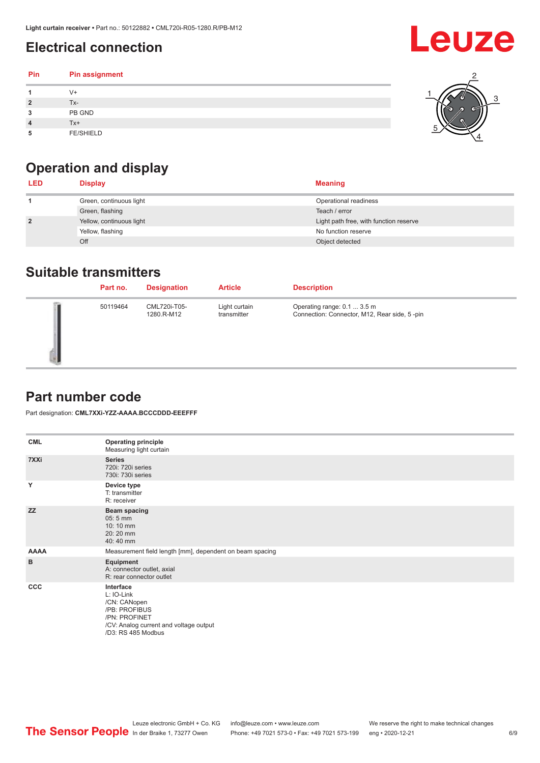## Electrical connection

| Pin | Pin assignment |
|---|---|
| 1 | V+ |
| 2 | Tx- |
| 3 | PB GND |
| 4 | Tx+ |
| 5 | FE/SHIELD |

## Operation and display

| LED | Display | Meaning |
|---|---|---|
| 1 | Green, continuous light | Operational readiness |
| | Green, flashing | Teach / error |
| 2 | Yellow, continuous light | Light path free, with function reserve |
| | Yellow, flashing | No function reserve |
| | Off | Object detected |

## Suitable transmitters

| | Part no. | Designation | Article | Description |
|---|---|---|---|---|
| | 50119464 | CML720i-T05-1280.R-M12 | Light curtain transmitter | Operating range: 0.1 ... 3.5 m<br>Connection: Connector, M12, Rear side, 5 -pin |

## Part number code

Part designation: **CML7XXi-YZZ-AAAA.BCCCDDD-EEEFFF**

| | |
|---|---|
| **CML** | **Operating principle**<br>Measuring light curtain |
| **7XXi** | **Series**<br>720i: 720i series<br>730i: 730i series |
| **Y** | **Device type**<br>T: transmitter<br>R: receiver |
| **ZZ** | **Beam spacing**<br>05: 5 mm<br>10: 10 mm<br>20: 20 mm<br>40: 40 mm |
| **AAAA** | Measurement field length [mm], dependent on beam spacing |
| **B** | **Equipment**<br>A: connector outlet, axial<br>R: rear connector outlet |
| **CCC** | **Interface**<br>L: IO-Link<br>/CN: CANopen<br>/PB: PROFIBUS<br>/PN: PROFINET<br>/CV: Analog current and voltage output<br>/D3: RS 485 Modbus |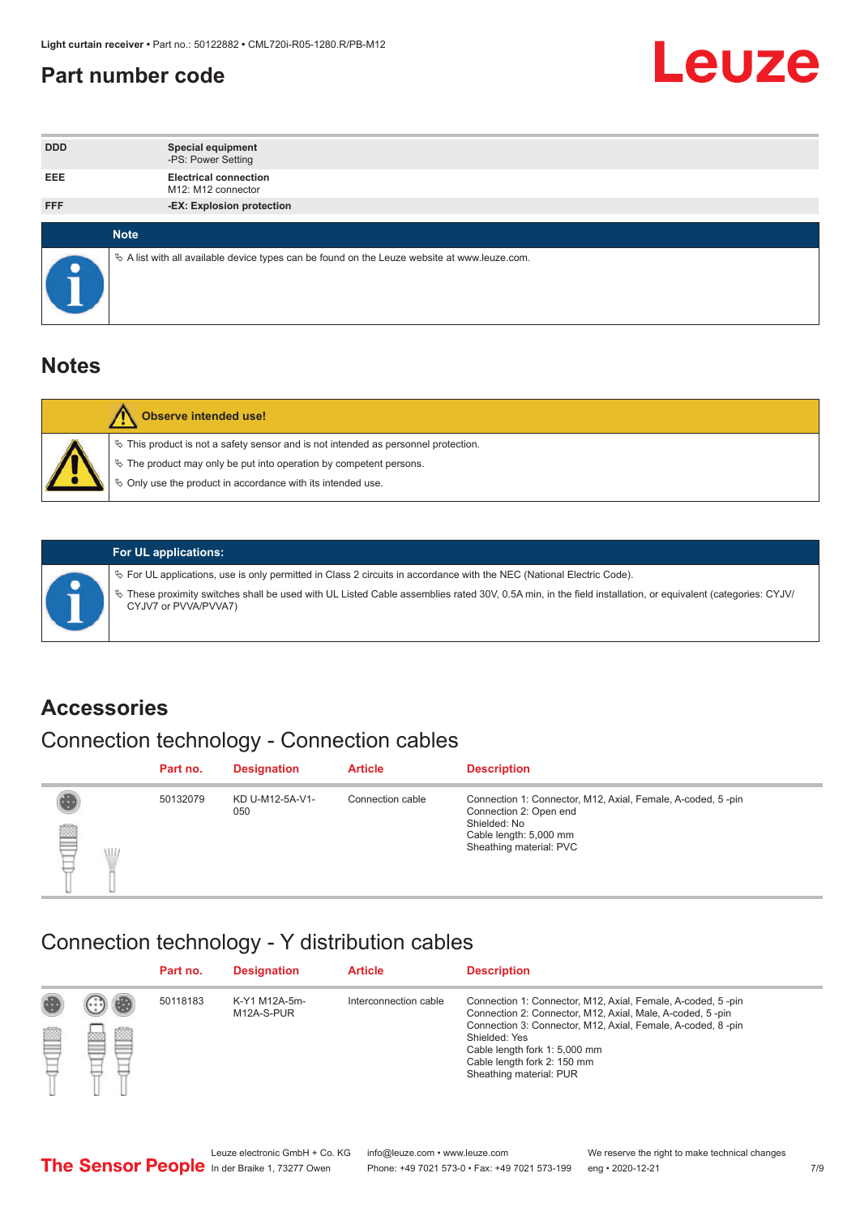# Part number code

| | |
|---|---|
| DDD | **Special equipment**<br>-PS: Power Setting |
| EEE | **Electrical connection**<br>M12: M12 connector |
| FFF | **-EX: Explosion protection** |

**Note**

- A list with all available device types can be found on the Leuze website at www.leuze.com.

# Notes

**Observe intended use!**

- This product is not a safety sensor and is not intended as personnel protection.
- The product may only be put into operation by competent persons.
- Only use the product in accordance with its intended use.

**For UL applications:**

- For UL applications, use is only permitted in Class 2 circuits in accordance with the NEC (National Electric Code).
- These proximity switches shall be used with UL Listed Cable assemblies rated 30V, 0.5A min, in the field installation, or equivalent (categories: CYJV/CYJV7 or PVVA/PVVA7)

# Accessories

## Connection technology - Connection cables

| Part no. | Designation | Article | Description |
|---|---|---|---|
| 50132079 | KD U-M12-5A-V1-050 | Connection cable | Connection 1: Connector, M12, Axial, Female, A-coded, 5 -pin<br>Connection 2: Open end<br>Shielded: No<br>Cable length: 5,000 mm<br>Sheathing material: PVC |

## Connection technology - Y distribution cables

| Part no. | Designation | Article | Description |
|---|---|---|---|
| 50118183 | K-Y1 M12A-5m-M12A-S-PUR | Interconnection cable | Connection 1: Connector, M12, Axial, Female, A-coded, 5 -pin<br>Connection 2: Connector, M12, Axial, Male, A-coded, 5 -pin<br>Connection 3: Connector, M12, Axial, Female, A-coded, 8 -pin<br>Shielded: Yes<br>Cable length fork 1: 5,000 mm<br>Cable length fork 2: 150 mm<br>Sheathing material: PUR |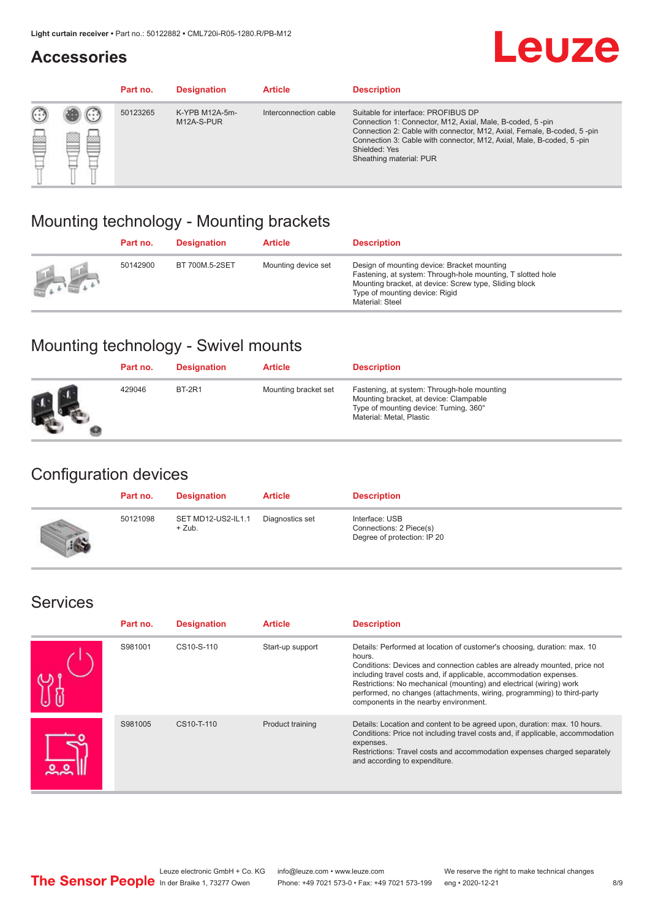## Accessories

| Part no. | Designation | Article | Description |
|---|---|---|---|
| 50123265 | K-YPB M12A-5m-M12A-S-PUR | Interconnection cable | Suitable for interface: PROFIBUS DP<br>Connection 1: Connector, M12, Axial, Male, B-coded, 5 -pin<br>Connection 2: Cable with connector, M12, Axial, Female, B-coded, 5 -pin<br>Connection 3: Cable with connector, M12, Axial, Male, B-coded, 5 -pin<br>Shielded: Yes<br>Sheathing material: PUR |

## Mounting technology - Mounting brackets

| Part no. | Designation | Article | Description |
|---|---|---|---|
| 50142900 | BT 700M.5-2SET | Mounting device set | Design of mounting device: Bracket mounting<br>Fastening, at system: Through-hole mounting, T slotted hole<br>Mounting bracket, at device: Screw type, Sliding block<br>Type of mounting device: Rigid<br>Material: Steel |

## Mounting technology - Swivel mounts

| Part no. | Designation | Article | Description |
|---|---|---|---|
| 429046 | BT-2R1 | Mounting bracket set | Fastening, at system: Through-hole mounting<br>Mounting bracket, at device: Clampable<br>Type of mounting device: Turning, 360°<br>Material: Metal, Plastic |

## Configuration devices

| Part no. | Designation | Article | Description |
|---|---|---|---|
| 50121098 | SET MD12-US2-IL1.1 + Zub. | Diagnostics set | Interface: USB<br>Connections: 2 Piece(s)<br>Degree of protection: IP 20 |

## Services

| Part no. | Designation | Article | Description |
|---|---|---|---|
| S981001 | CS10-S-110 | Start-up support | Details: Performed at location of customer's choosing, duration: max. 10 hours.<br>Conditions: Devices and connection cables are already mounted, price not including travel costs and, if applicable, accommodation expenses.<br>Restrictions: No mechanical (mounting) and electrical (wiring) work performed, no changes (attachments, wiring, programming) to third-party components in the nearby environment. |
| S981005 | CS10-T-110 | Product training | Details: Location and content to be agreed upon, duration: max. 10 hours.<br>Conditions: Price not including travel costs and, if applicable, accommodation expenses.<br>Restrictions: Travel costs and accommodation expenses charged separately and according to expenditure. |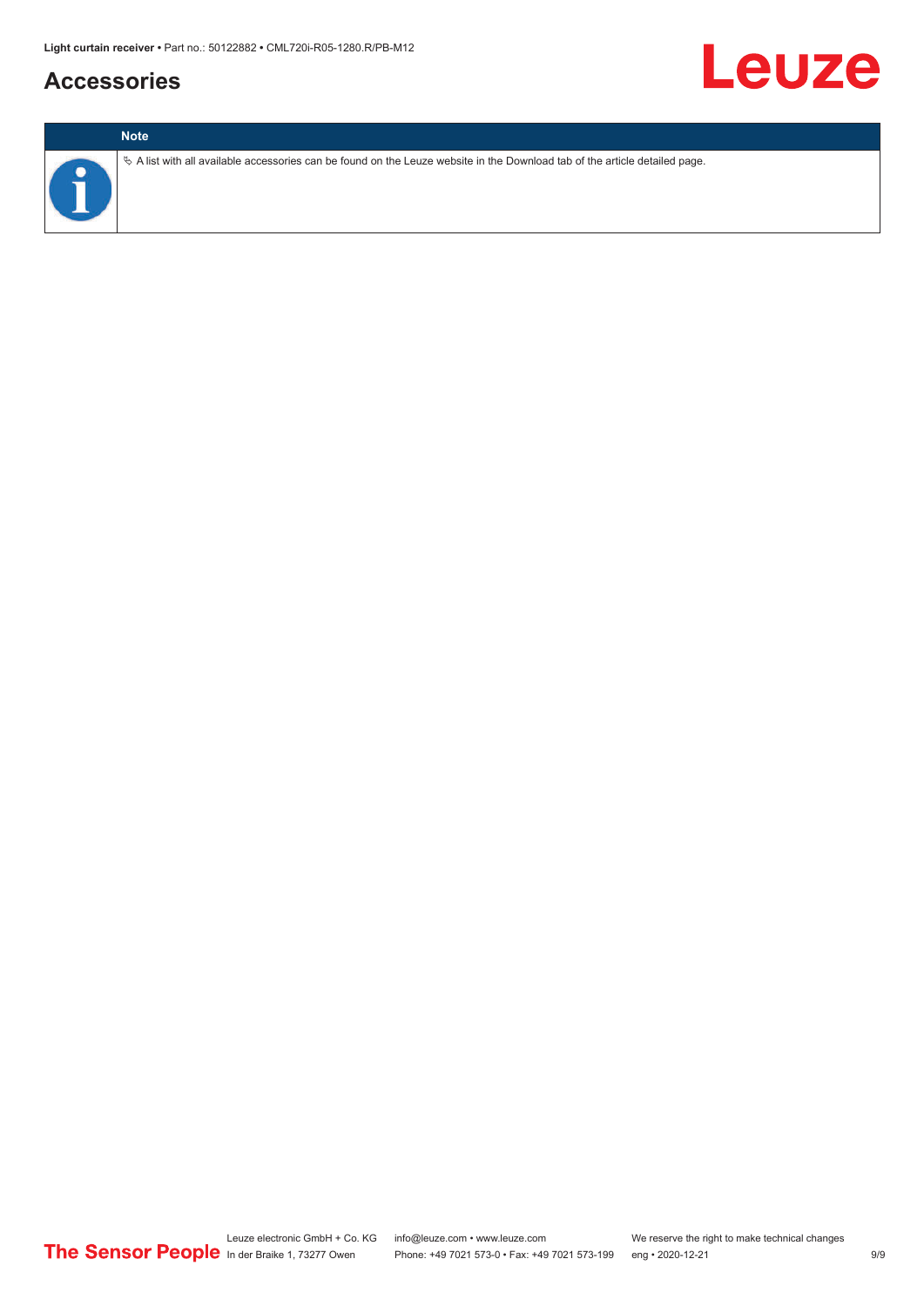## Accessories

| | Note |
|---|---|
| | ✎ A list with all available accessories can be found on the Leuze website in the Download tab of the article detailed page. |